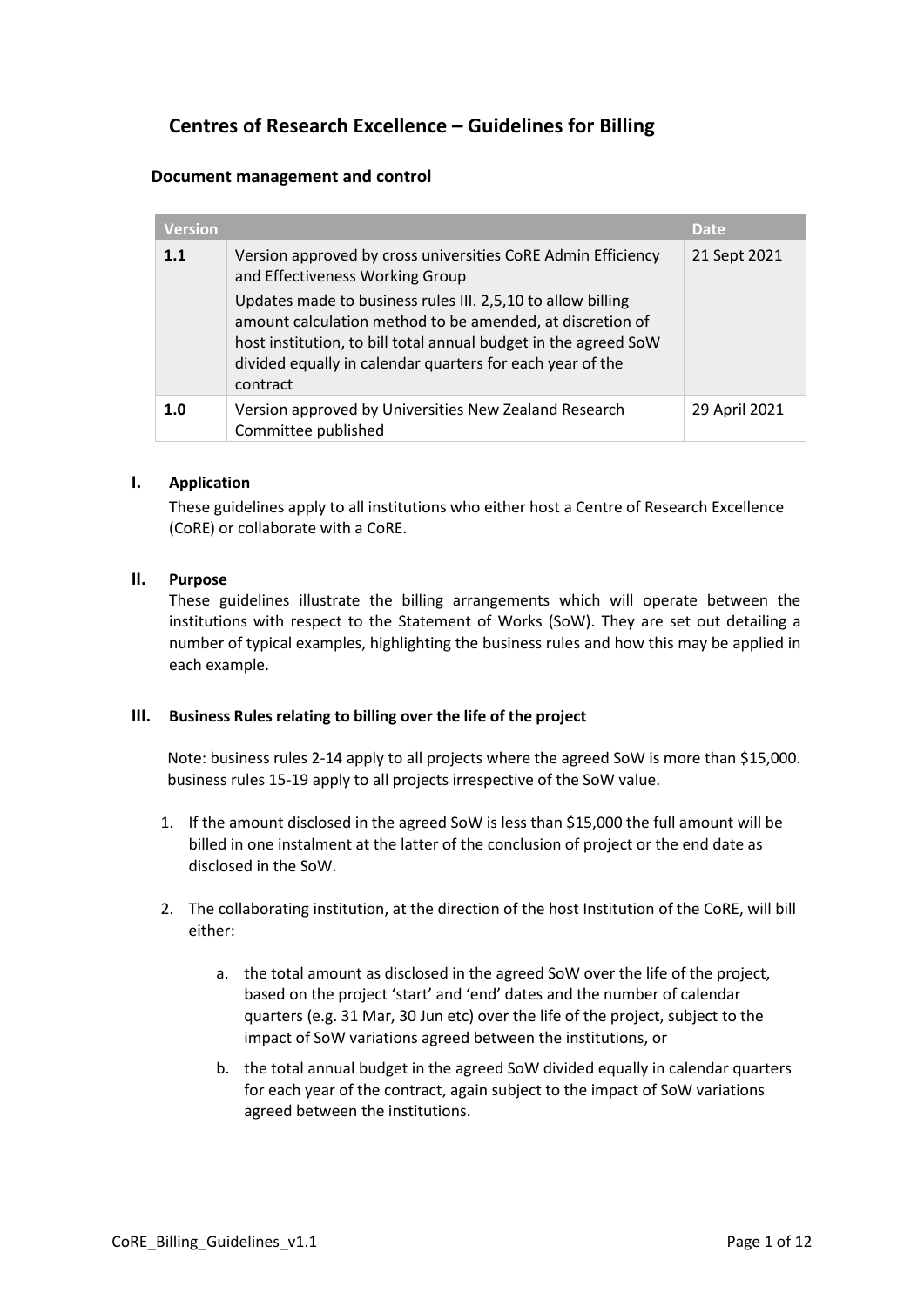# Centres of Research Excellence – Guidelines for Billing

## Document management and control

| Version | | Date |
|---|---|---|
| **1.1** | Version approved by cross universities CoRE Admin Efficiency and Effectiveness Working Group<br>Updates made to business rules III. 2,5,10 to allow billing amount calculation method to be amended, at discretion of host institution, to bill total annual budget in the agreed SoW divided equally in calendar quarters for each year of the contract | 21 Sept 2021 |
| **1.0** | Version approved by Universities New Zealand Research Committee published | 29 April 2021 |

### I. Application

These guidelines apply to all institutions who either host a Centre of Research Excellence (CoRE) or collaborate with a CoRE.

### II. Purpose

These guidelines illustrate the billing arrangements which will operate between the institutions with respect to the Statement of Works (SoW). They are set out detailing a number of typical examples, highlighting the business rules and how this may be applied in each example.

### III. Business Rules relating to billing over the life of the project

Note: business rules 2-14 apply to all projects where the agreed SoW is more than $15,000. business rules 15-19 apply to all projects irrespective of the SoW value.

1. If the amount disclosed in the agreed SoW is less than $15,000 the full amount will be billed in one instalment at the latter of the conclusion of project or the end date as disclosed in the SoW.

2. The collaborating institution, at the direction of the host Institution of the CoRE, will bill either:

    a. the total amount as disclosed in the agreed SoW over the life of the project, based on the project 'start' and 'end' dates and the number of calendar quarters (e.g. 31 Mar, 30 Jun etc) over the life of the project, subject to the impact of SoW variations agreed between the institutions, or

    b. the total annual budget in the agreed SoW divided equally in calendar quarters for each year of the contract, again subject to the impact of SoW variations agreed between the institutions.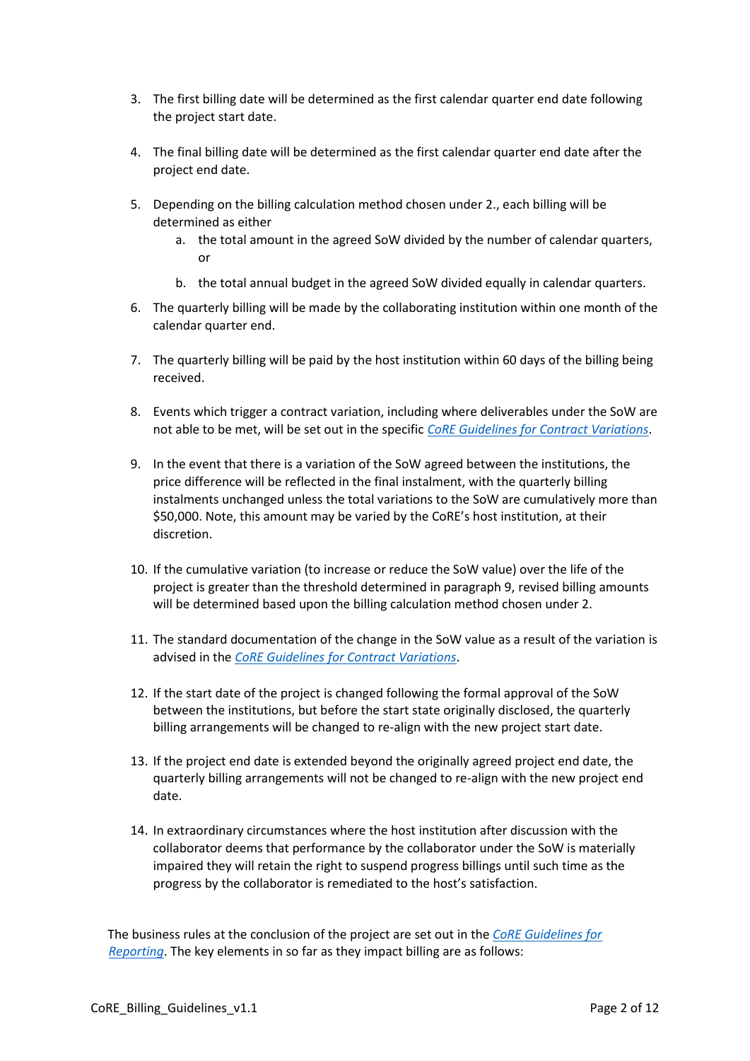3. The first billing date will be determined as the first calendar quarter end date following the project start date.

4. The final billing date will be determined as the first calendar quarter end date after the project end date.

5. Depending on the billing calculation method chosen under 2., each billing will be determined as either
   a. the total amount in the agreed SoW divided by the number of calendar quarters, or
   b. the total annual budget in the agreed SoW divided equally in calendar quarters.

6. The quarterly billing will be made by the collaborating institution within one month of the calendar quarter end.

7. The quarterly billing will be paid by the host institution within 60 days of the billing being received.

8. Events which trigger a contract variation, including where deliverables under the SoW are not able to be met, will be set out in the specific *CoRE Guidelines for Contract Variations*.

9. In the event that there is a variation of the SoW agreed between the institutions, the price difference will be reflected in the final instalment, with the quarterly billing instalments unchanged unless the total variations to the SoW are cumulatively more than $50,000. Note, this amount may be varied by the CoRE's host institution, at their discretion.

10. If the cumulative variation (to increase or reduce the SoW value) over the life of the project is greater than the threshold determined in paragraph 9, revised billing amounts will be determined based upon the billing calculation method chosen under 2.

11. The standard documentation of the change in the SoW value as a result of the variation is advised in the *CoRE Guidelines for Contract Variations*.

12. If the start date of the project is changed following the formal approval of the SoW between the institutions, but before the start state originally disclosed, the quarterly billing arrangements will be changed to re-align with the new project start date.

13. If the project end date is extended beyond the originally agreed project end date, the quarterly billing arrangements will not be changed to re-align with the new project end date.

14. In extraordinary circumstances where the host institution after discussion with the collaborator deems that performance by the collaborator under the SoW is materially impaired they will retain the right to suspend progress billings until such time as the progress by the collaborator is remediated to the host's satisfaction.

The business rules at the conclusion of the project are set out in the *CoRE Guidelines for Reporting*. The key elements in so far as they impact billing are as follows: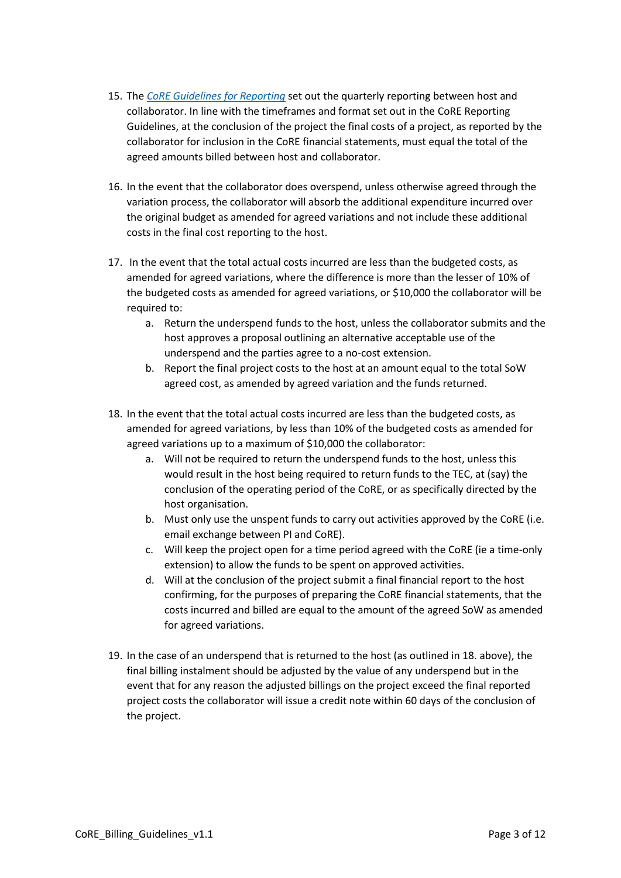15. The *CoRE Guidelines for Reporting* set out the quarterly reporting between host and collaborator. In line with the timeframes and format set out in the CoRE Reporting Guidelines, at the conclusion of the project the final costs of a project, as reported by the collaborator for inclusion in the CoRE financial statements, must equal the total of the agreed amounts billed between host and collaborator.

16. In the event that the collaborator does overspend, unless otherwise agreed through the variation process, the collaborator will absorb the additional expenditure incurred over the original budget as amended for agreed variations and not include these additional costs in the final cost reporting to the host.

17. In the event that the total actual costs incurred are less than the budgeted costs, as amended for agreed variations, where the difference is more than the lesser of 10% of the budgeted costs as amended for agreed variations, or $10,000 the collaborator will be required to:
    a. Return the underspend funds to the host, unless the collaborator submits and the host approves a proposal outlining an alternative acceptable use of the underspend and the parties agree to a no-cost extension.
    b. Report the final project costs to the host at an amount equal to the total SoW agreed cost, as amended by agreed variation and the funds returned.

18. In the event that the total actual costs incurred are less than the budgeted costs, as amended for agreed variations, by less than 10% of the budgeted costs as amended for agreed variations up to a maximum of $10,000 the collaborator:
    a. Will not be required to return the underspend funds to the host, unless this would result in the host being required to return funds to the TEC, at (say) the conclusion of the operating period of the CoRE, or as specifically directed by the host organisation.
    b. Must only use the unspent funds to carry out activities approved by the CoRE (i.e. email exchange between PI and CoRE).
    c. Will keep the project open for a time period agreed with the CoRE (ie a time-only extension) to allow the funds to be spent on approved activities.
    d. Will at the conclusion of the project submit a final financial report to the host confirming, for the purposes of preparing the CoRE financial statements, that the costs incurred and billed are equal to the amount of the agreed SoW as amended for agreed variations.

19. In the case of an underspend that is returned to the host (as outlined in 18. above), the final billing instalment should be adjusted by the value of any underspend but in the event that for any reason the adjusted billings on the project exceed the final reported project costs the collaborator will issue a credit note within 60 days of the conclusion of the project.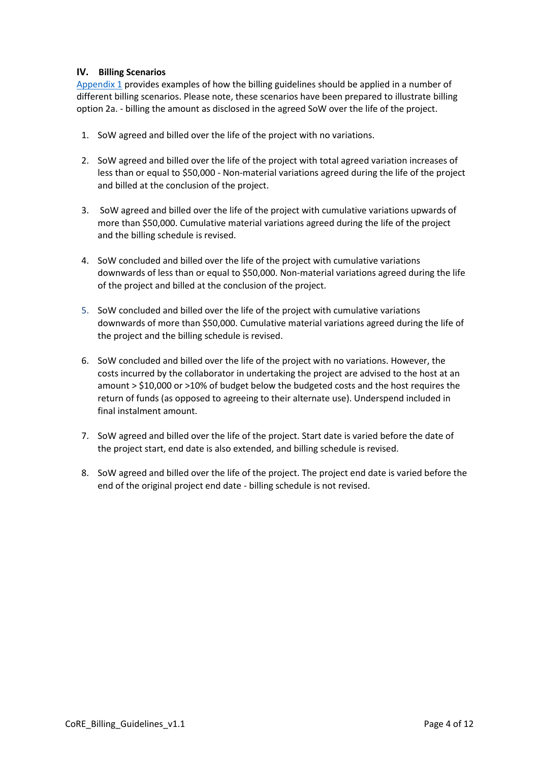## IV. Billing Scenarios

Appendix 1 provides examples of how the billing guidelines should be applied in a number of different billing scenarios. Please note, these scenarios have been prepared to illustrate billing option 2a. - billing the amount as disclosed in the agreed SoW over the life of the project.

1. SoW agreed and billed over the life of the project with no variations.

2. SoW agreed and billed over the life of the project with total agreed variation increases of less than or equal to $50,000 - Non-material variations agreed during the life of the project and billed at the conclusion of the project.

3. SoW agreed and billed over the life of the project with cumulative variations upwards of more than $50,000. Cumulative material variations agreed during the life of the project and the billing schedule is revised.

4. SoW concluded and billed over the life of the project with cumulative variations downwards of less than or equal to $50,000. Non-material variations agreed during the life of the project and billed at the conclusion of the project.

5. SoW concluded and billed over the life of the project with cumulative variations downwards of more than $50,000. Cumulative material variations agreed during the life of the project and the billing schedule is revised.

6. SoW concluded and billed over the life of the project with no variations. However, the costs incurred by the collaborator in undertaking the project are advised to the host at an amount > $10,000 or >10% of budget below the budgeted costs and the host requires the return of funds (as opposed to agreeing to their alternate use). Underspend included in final instalment amount.

7. SoW agreed and billed over the life of the project. Start date is varied before the date of the project start, end date is also extended, and billing schedule is revised.

8. SoW agreed and billed over the life of the project. The project end date is varied before the end of the original project end date - billing schedule is not revised.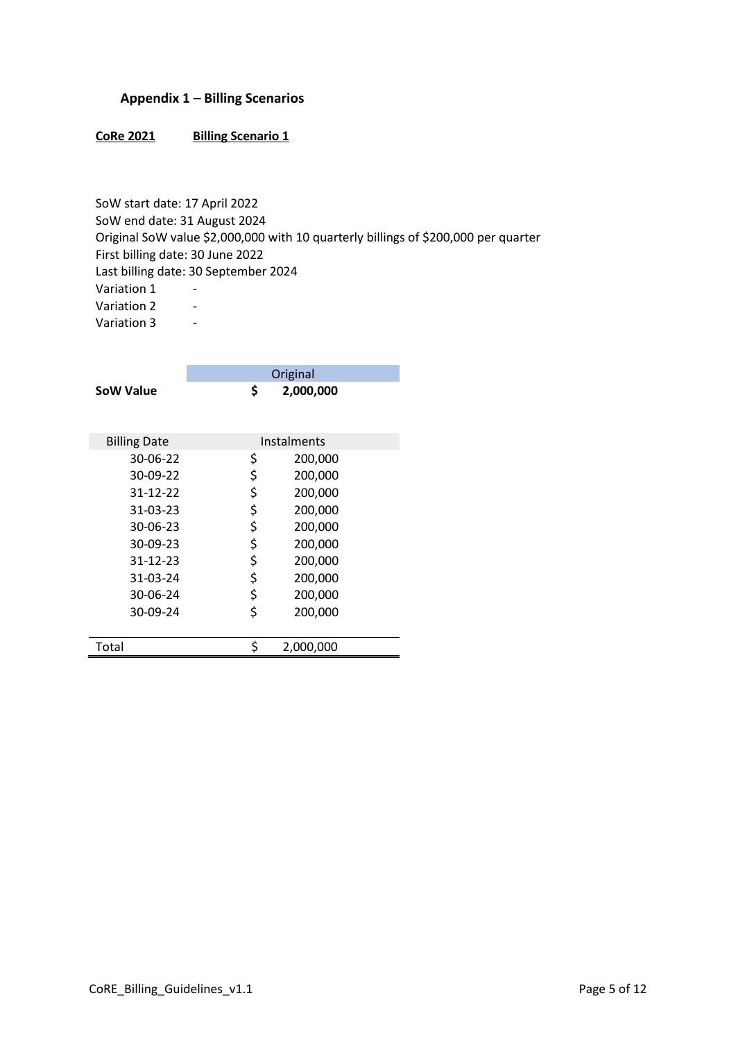### Appendix 1 – Billing Scenarios

**CoRe 2021** **Billing Scenario 1**

SoW start date: 17 April 2022
SoW end date: 31 August 2024
Original SoW value $2,000,000 with 10 quarterly billings of $200,000 per quarter
First billing date: 30 June 2022
Last billing date: 30 September 2024
Variation 1 -
Variation 2 -
Variation 3 -

| | Original |
|---|---|
| **SoW Value** | **$ 2,000,000** |

| Billing Date | Instalments |
|---|---|
| 30-06-22 | $ 200,000 |
| 30-09-22 | $ 200,000 |
| 31-12-22 | $ 200,000 |
| 31-03-23 | $ 200,000 |
| 30-06-23 | $ 200,000 |
| 30-09-23 | $ 200,000 |
| 31-12-23 | $ 200,000 |
| 31-03-24 | $ 200,000 |
| 30-06-24 | $ 200,000 |
| 30-09-24 | $ 200,000 |
| Total | $ 2,000,000 |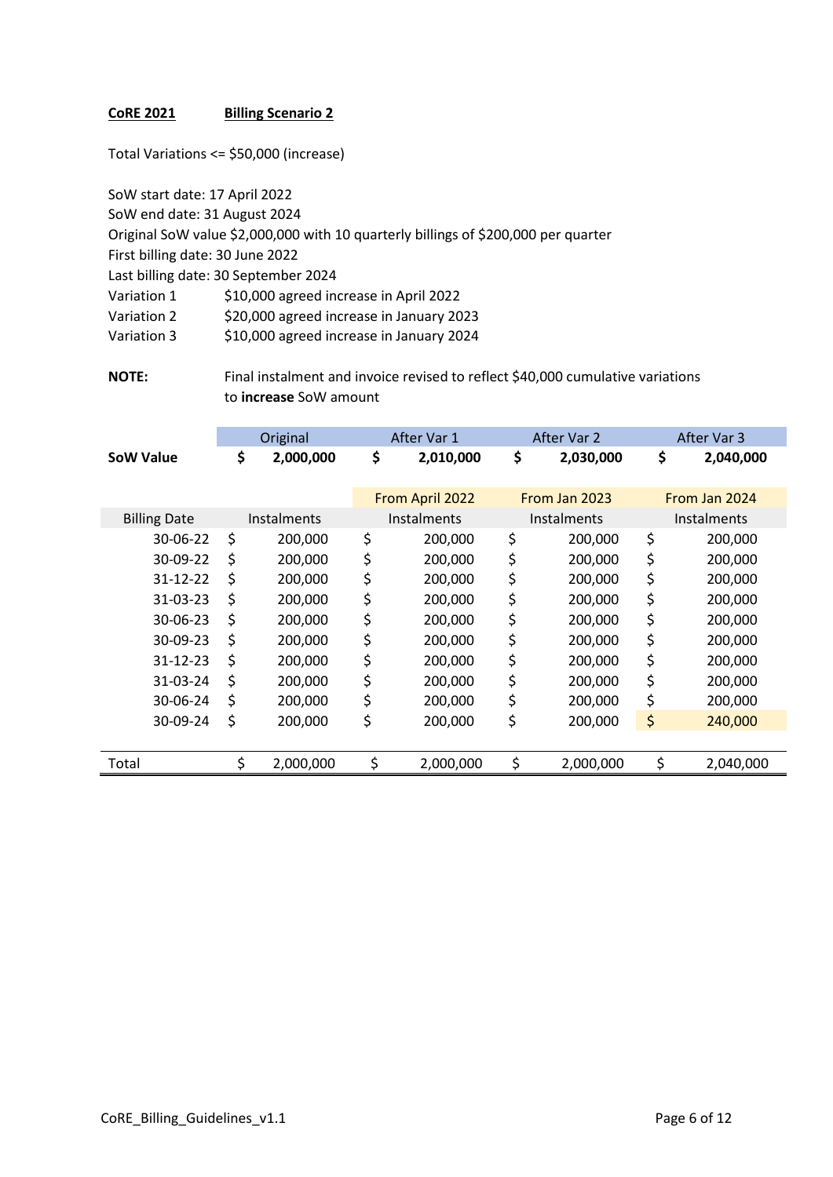**CoRE 2021** **Billing Scenario 2**

Total Variations <= $50,000 (increase)

SoW start date: 17 April 2022
SoW end date: 31 August 2024
Original SoW value $2,000,000 with 10 quarterly billings of $200,000 per quarter
First billing date: 30 June 2022
Last billing date: 30 September 2024

| | |
|---|---|
| Variation 1 | $10,000 agreed increase in April 2022 |
| Variation 2 | $20,000 agreed increase in January 2023 |
| Variation 3 | $10,000 agreed increase in January 2024 |

**NOTE:** Final instalment and invoice revised to reflect $40,000 cumulative variations to **increase** SoW amount

| | Original | After Var 1 | After Var 2 | After Var 3 |
|---|---|---|---|---|
| **SoW Value** | **$ 2,000,000** | **$ 2,010,000** | **$ 2,030,000** | **$ 2,040,000** |
| | | From April 2022 | From Jan 2023 | From Jan 2024 |
| Billing Date | Instalments | Instalments | Instalments | Instalments |
| 30-06-22 | $ 200,000 | $ 200,000 | $ 200,000 | $ 200,000 |
| 30-09-22 | $ 200,000 | $ 200,000 | $ 200,000 | $ 200,000 |
| 31-12-22 | $ 200,000 | $ 200,000 | $ 200,000 | $ 200,000 |
| 31-03-23 | $ 200,000 | $ 200,000 | $ 200,000 | $ 200,000 |
| 30-06-23 | $ 200,000 | $ 200,000 | $ 200,000 | $ 200,000 |
| 30-09-23 | $ 200,000 | $ 200,000 | $ 200,000 | $ 200,000 |
| 31-12-23 | $ 200,000 | $ 200,000 | $ 200,000 | $ 200,000 |
| 31-03-24 | $ 200,000 | $ 200,000 | $ 200,000 | $ 200,000 |
| 30-06-24 | $ 200,000 | $ 200,000 | $ 200,000 | $ 200,000 |
| 30-09-24 | $ 200,000 | $ 200,000 | $ 200,000 | $ 240,000 |
| Total | $ 2,000,000 | $ 2,000,000 | $ 2,000,000 | $ 2,040,000 |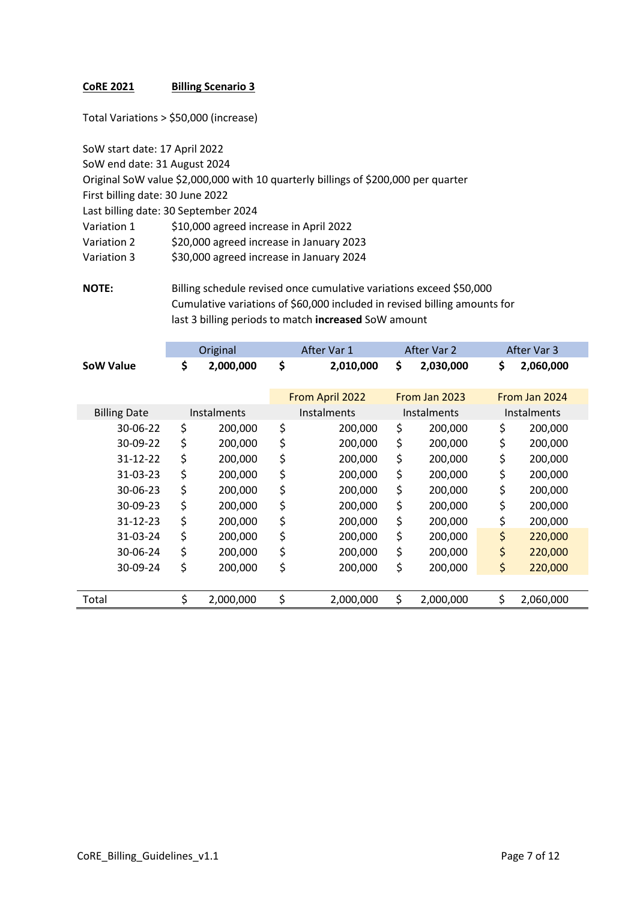**CoRE 2021** **Billing Scenario 3**

Total Variations > $50,000 (increase)

SoW start date: 17 April 2022
SoW end date: 31 August 2024
Original SoW value $2,000,000 with 10 quarterly billings of $200,000 per quarter
First billing date: 30 June 2022
Last billing date: 30 September 2024

| | |
|---|---|
| Variation 1 | $10,000 agreed increase in April 2022 |
| Variation 2 | $20,000 agreed increase in January 2023 |
| Variation 3 | $30,000 agreed increase in January 2024 |

**NOTE:** Billing schedule revised once cumulative variations exceed $50,000
Cumulative variations of $60,000 included in revised billing amounts for last 3 billing periods to match **increased** SoW amount

| | Original | After Var 1 | After Var 2 | After Var 3 |
|---|---|---|---|---|
| **SoW Value** | **$ 2,000,000** | **$ 2,010,000** | **$ 2,030,000** | **$ 2,060,000** |
| | | From April 2022 | From Jan 2023 | From Jan 2024 |
| Billing Date | Instalments | Instalments | Instalments | Instalments |
| 30-06-22 | $ 200,000 | $ 200,000 | $ 200,000 | $ 200,000 |
| 30-09-22 | $ 200,000 | $ 200,000 | $ 200,000 | $ 200,000 |
| 31-12-22 | $ 200,000 | $ 200,000 | $ 200,000 | $ 200,000 |
| 31-03-23 | $ 200,000 | $ 200,000 | $ 200,000 | $ 200,000 |
| 30-06-23 | $ 200,000 | $ 200,000 | $ 200,000 | $ 200,000 |
| 30-09-23 | $ 200,000 | $ 200,000 | $ 200,000 | $ 200,000 |
| 31-12-23 | $ 200,000 | $ 200,000 | $ 200,000 | $ 200,000 |
| 31-03-24 | $ 200,000 | $ 200,000 | $ 200,000 | $ 220,000 |
| 30-06-24 | $ 200,000 | $ 200,000 | $ 200,000 | $ 220,000 |
| 30-09-24 | $ 200,000 | $ 200,000 | $ 200,000 | $ 220,000 |
| Total | $ 2,000,000 | $ 2,000,000 | $ 2,000,000 | $ 2,060,000 |

CoRE_Billing_Guidelines_v1.1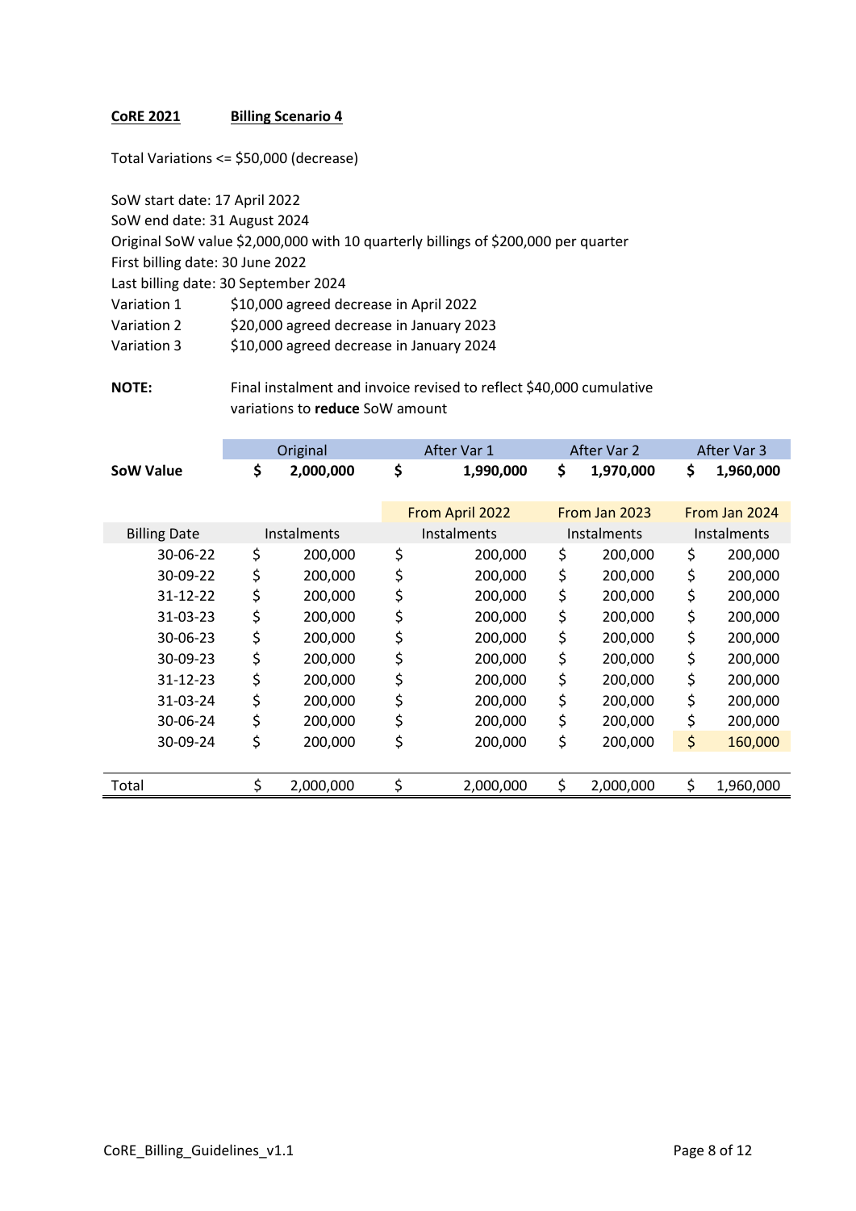**CoRE 2021** **Billing Scenario 4**

Total Variations <= $50,000 (decrease)

SoW start date: 17 April 2022
SoW end date: 31 August 2024
Original SoW value $2,000,000 with 10 quarterly billings of $200,000 per quarter
First billing date: 30 June 2022
Last billing date: 30 September 2024

| | |
|---|---|
| Variation 1 | $10,000 agreed decrease in April 2022 |
| Variation 2 | $20,000 agreed decrease in January 2023 |
| Variation 3 | $10,000 agreed decrease in January 2024 |

**NOTE:** Final instalment and invoice revised to reflect $40,000 cumulative variations to **reduce** SoW amount

| | Original | After Var 1 | After Var 2 | After Var 3 |
|---|---|---|---|---|
| **SoW Value** | **$ 2,000,000** | **$ 1,990,000** | **$ 1,970,000** | **$ 1,960,000** |
| | | From April 2022 | From Jan 2023 | From Jan 2024 |
| Billing Date | Instalments | Instalments | Instalments | Instalments |
| 30-06-22 | $ 200,000 | $ 200,000 | $ 200,000 | $ 200,000 |
| 30-09-22 | $ 200,000 | $ 200,000 | $ 200,000 | $ 200,000 |
| 31-12-22 | $ 200,000 | $ 200,000 | $ 200,000 | $ 200,000 |
| 31-03-23 | $ 200,000 | $ 200,000 | $ 200,000 | $ 200,000 |
| 30-06-23 | $ 200,000 | $ 200,000 | $ 200,000 | $ 200,000 |
| 30-09-23 | $ 200,000 | $ 200,000 | $ 200,000 | $ 200,000 |
| 31-12-23 | $ 200,000 | $ 200,000 | $ 200,000 | $ 200,000 |
| 31-03-24 | $ 200,000 | $ 200,000 | $ 200,000 | $ 200,000 |
| 30-06-24 | $ 200,000 | $ 200,000 | $ 200,000 | $ 200,000 |
| 30-09-24 | $ 200,000 | $ 200,000 | $ 200,000 | $ 160,000 |
| Total | $ 2,000,000 | $ 2,000,000 | $ 2,000,000 | $ 1,960,000 |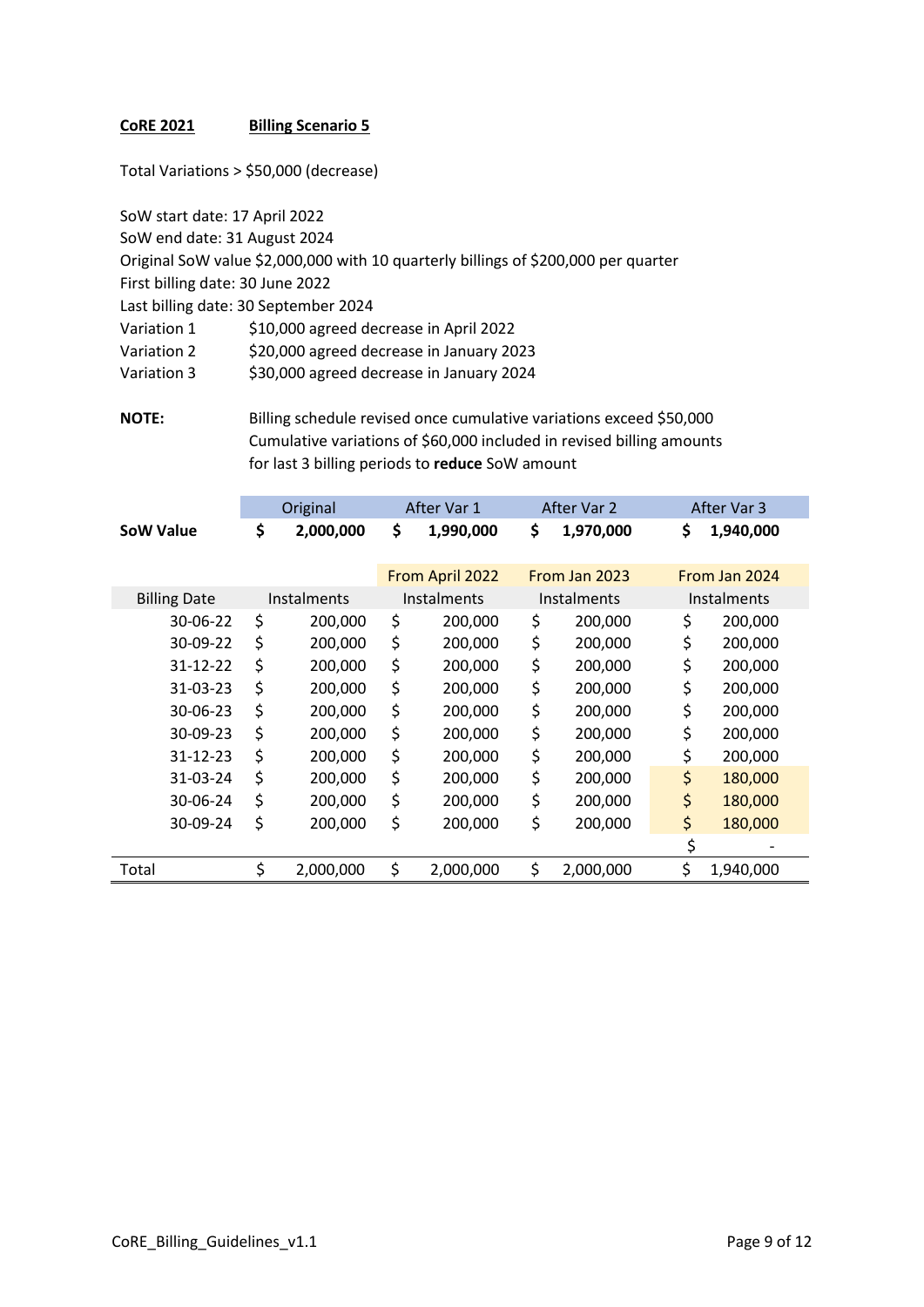**CoRE 2021** **Billing Scenario 5**

Total Variations > $50,000 (decrease)

SoW start date: 17 April 2022
SoW end date: 31 August 2024
Original SoW value $2,000,000 with 10 quarterly billings of $200,000 per quarter
First billing date: 30 June 2022
Last billing date: 30 September 2024

Variation 1 $10,000 agreed decrease in April 2022
Variation 2 $20,000 agreed decrease in January 2023
Variation 3 $30,000 agreed decrease in January 2024

**NOTE:** Billing schedule revised once cumulative variations exceed $50,000
Cumulative variations of $60,000 included in revised billing amounts for last 3 billing periods to **reduce** SoW amount

| | Original | After Var 1 | After Var 2 | After Var 3 |
|---|---|---|---|---|
| **SoW Value** | **$ 2,000,000** | **$ 1,990,000** | **$ 1,970,000** | **$ 1,940,000** |

| | | From April 2022 | From Jan 2023 | From Jan 2024 |
|---|---|---|---|---|
| Billing Date | Instalments | Instalments | Instalments | Instalments |
| 30-06-22 | $ 200,000 | $ 200,000 | $ 200,000 | $ 200,000 |
| 30-09-22 | $ 200,000 | $ 200,000 | $ 200,000 | $ 200,000 |
| 31-12-22 | $ 200,000 | $ 200,000 | $ 200,000 | $ 200,000 |
| 31-03-23 | $ 200,000 | $ 200,000 | $ 200,000 | $ 200,000 |
| 30-06-23 | $ 200,000 | $ 200,000 | $ 200,000 | $ 200,000 |
| 30-09-23 | $ 200,000 | $ 200,000 | $ 200,000 | $ 200,000 |
| 31-12-23 | $ 200,000 | $ 200,000 | $ 200,000 | $ 200,000 |
| 31-03-24 | $ 200,000 | $ 200,000 | $ 200,000 | $ 180,000 |
| 30-06-24 | $ 200,000 | $ 200,000 | $ 200,000 | $ 180,000 |
| 30-09-24 | $ 200,000 | $ 200,000 | $ 200,000 | $ 180,000 |
| | | | | $ - |
| Total | $ 2,000,000 | $ 2,000,000 | $ 2,000,000 | $ 1,940,000 |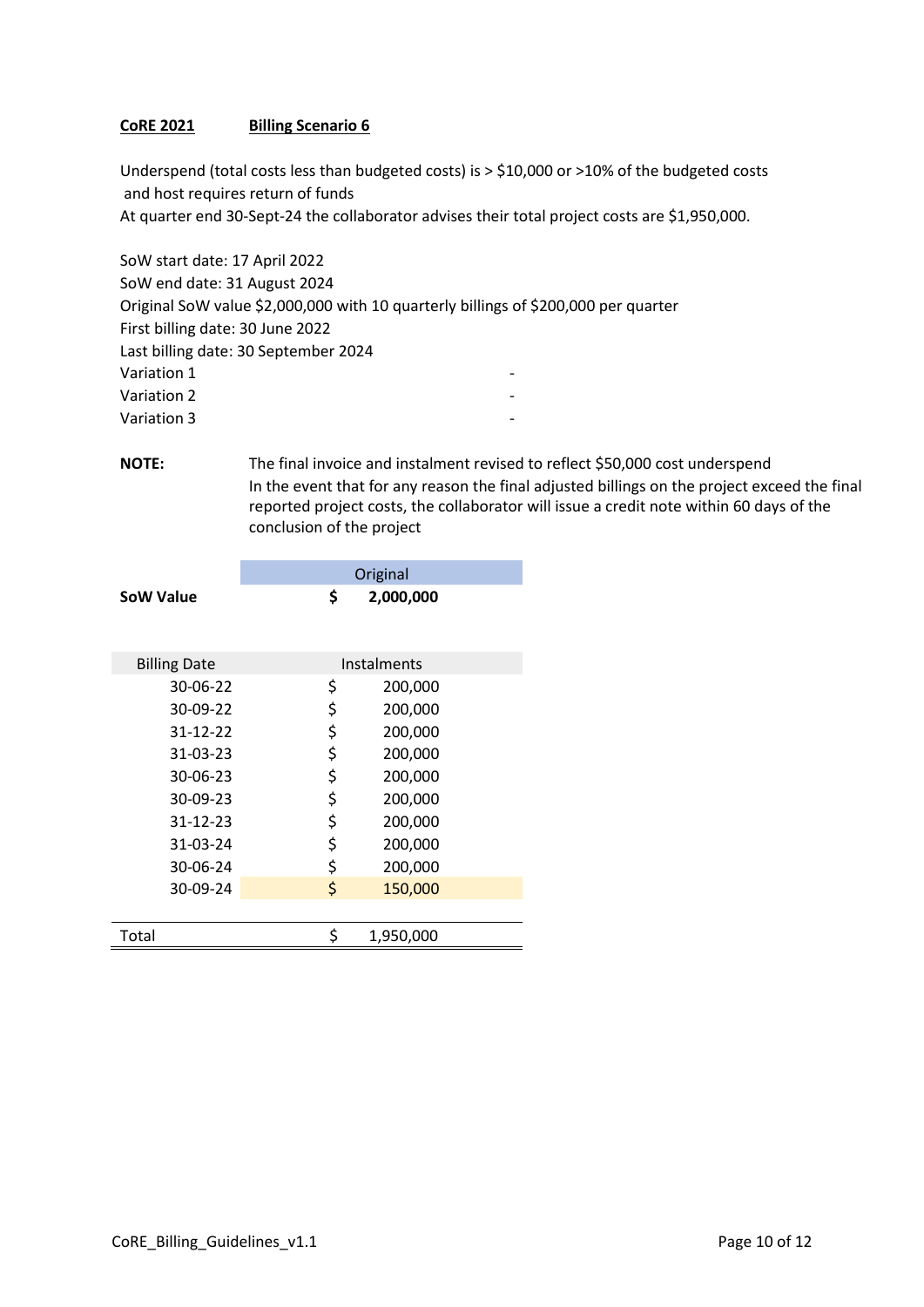**CoRE 2021** **Billing Scenario 6**

Underspend (total costs less than budgeted costs) is > $10,000 or >10% of the budgeted costs and host requires return of funds
At quarter end 30-Sept-24 the collaborator advises their total project costs are $1,950,000.

SoW start date: 17 April 2022
SoW end date: 31 August 2024
Original SoW value $2,000,000 with 10 quarterly billings of $200,000 per quarter
First billing date: 30 June 2022
Last billing date: 30 September 2024

| | |
|---|---|
| Variation 1 | - |
| Variation 2 | - |
| Variation 3 | - |

**NOTE:** The final invoice and instalment revised to reflect $50,000 cost underspend
In the event that for any reason the final adjusted billings on the project exceed the final reported project costs, the collaborator will issue a credit note within 60 days of the conclusion of the project

| | Original |
|---|---|
| **SoW Value** | **$ 2,000,000** |

| Billing Date | Instalments |
|---|---|
| 30-06-22 | $ 200,000 |
| 30-09-22 | $ 200,000 |
| 31-12-22 | $ 200,000 |
| 31-03-23 | $ 200,000 |
| 30-06-23 | $ 200,000 |
| 30-09-23 | $ 200,000 |
| 31-12-23 | $ 200,000 |
| 31-03-24 | $ 200,000 |
| 30-06-24 | $ 200,000 |
| 30-09-24 | $ 150,000 |
| Total | $ 1,950,000 |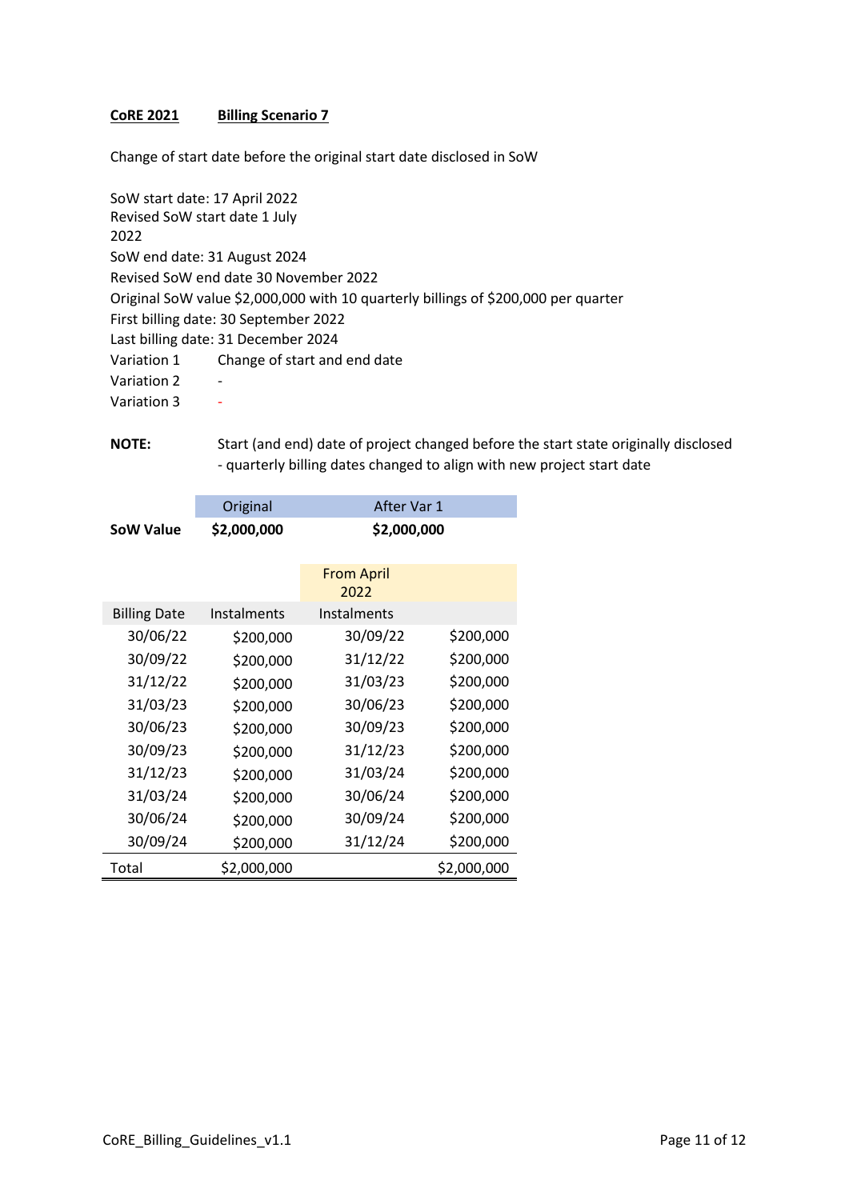**CoRE 2021** **Billing Scenario 7**

Change of start date before the original start date disclosed in SoW

SoW start date: 17 April 2022
Revised SoW start date 1 July 2022
SoW end date: 31 August 2024
Revised SoW end date 30 November 2022
Original SoW value $2,000,000 with 10 quarterly billings of $200,000 per quarter
First billing date: 30 September 2022
Last billing date: 31 December 2024
Variation 1 Change of start and end date
Variation 2 -
Variation 3 -

**NOTE:** Start (and end) date of project changed before the start state originally disclosed - quarterly billing dates changed to align with new project start date

| | Original | After Var 1 |
|---|---|---|
| **SoW Value** | **$2,000,000** | **$2,000,000** |

| | | From April 2022 | |
|---|---|---|---|
| Billing Date | Instalments | Instalments | |
| 30/06/22 | $200,000 | 30/09/22 | $200,000 |
| 30/09/22 | $200,000 | 31/12/22 | $200,000 |
| 31/12/22 | $200,000 | 31/03/23 | $200,000 |
| 31/03/23 | $200,000 | 30/06/23 | $200,000 |
| 30/06/23 | $200,000 | 30/09/23 | $200,000 |
| 30/09/23 | $200,000 | 31/12/23 | $200,000 |
| 31/12/23 | $200,000 | 31/03/24 | $200,000 |
| 31/03/24 | $200,000 | 30/06/24 | $200,000 |
| 30/06/24 | $200,000 | 30/09/24 | $200,000 |
| 30/09/24 | $200,000 | 31/12/24 | $200,000 |
| Total | $2,000,000 | | $2,000,000 |

CoRE_Billing_Guidelines_v1.1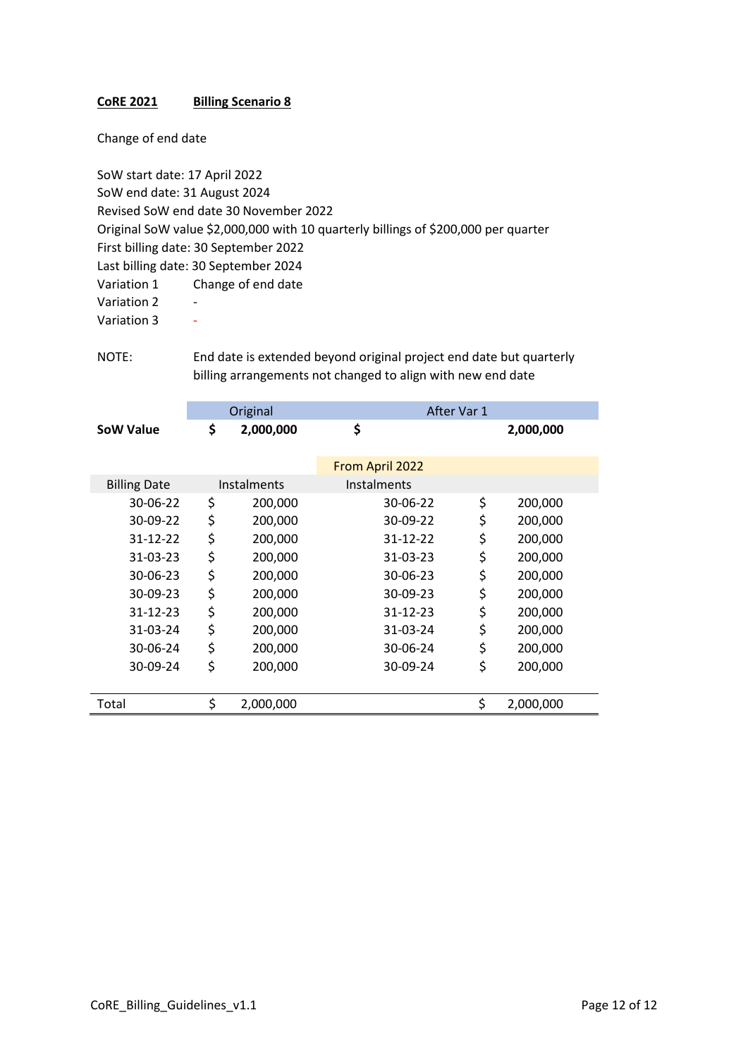**CoRE 2021** **Billing Scenario 8**

Change of end date

SoW start date: 17 April 2022
SoW end date: 31 August 2024
Revised SoW end date 30 November 2022
Original SoW value $2,000,000 with 10 quarterly billings of $200,000 per quarter
First billing date: 30 September 2022
Last billing date: 30 September 2024

| | |
|---|---|
| Variation 1 | Change of end date |
| Variation 2 | - |
| Variation 3 | - |

NOTE: End date is extended beyond original project end date but quarterly billing arrangements not changed to align with new end date

| | Original | | After Var 1 | | |
|---|---|---|---|---|---|
| **SoW Value** | **$** | **2,000,000** | **$** | | **2,000,000** |
| | | | From April 2022 | | |
| Billing Date | Instalments | | Instalments | | |
| 30-06-22 | $ | 200,000 | 30-06-22 | $ | 200,000 |
| 30-09-22 | $ | 200,000 | 30-09-22 | $ | 200,000 |
| 31-12-22 | $ | 200,000 | 31-12-22 | $ | 200,000 |
| 31-03-23 | $ | 200,000 | 31-03-23 | $ | 200,000 |
| 30-06-23 | $ | 200,000 | 30-06-23 | $ | 200,000 |
| 30-09-23 | $ | 200,000 | 30-09-23 | $ | 200,000 |
| 31-12-23 | $ | 200,000 | 31-12-23 | $ | 200,000 |
| 31-03-24 | $ | 200,000 | 31-03-24 | $ | 200,000 |
| 30-06-24 | $ | 200,000 | 30-06-24 | $ | 200,000 |
| 30-09-24 | $ | 200,000 | 30-09-24 | $ | 200,000 |
| Total | $ | 2,000,000 | | $ | 2,000,000 |